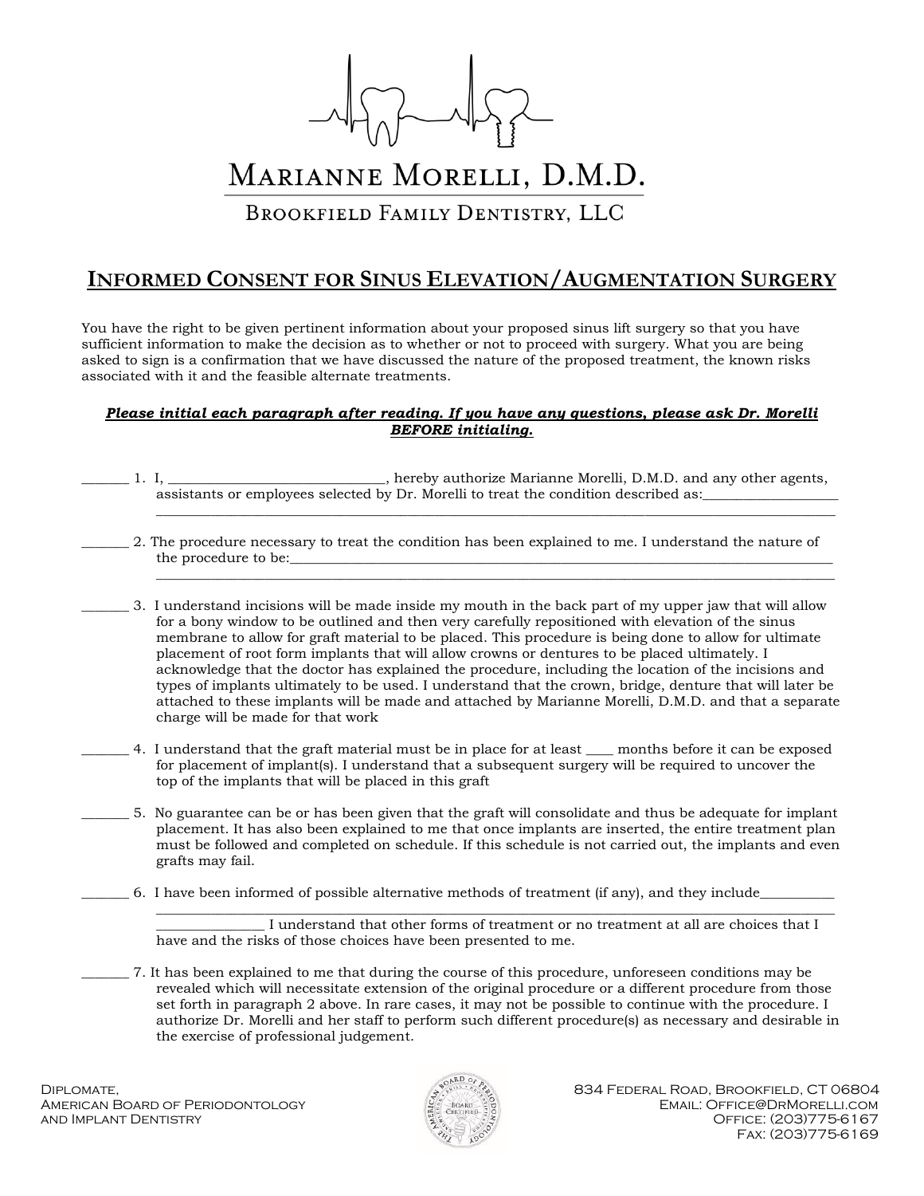# Marianne Morelli, D.M.D.

## Brookfield Family Dentistry, LLC

## Informed Consent for Sinus Elevation/Augmentation Surgery

You have the right to be given pertinent information about your proposed sinus lift surgery so that you have sufficient information to make the decision as to whether or not to proceed with surgery. What you are being asked to sign is a confirmation that we have discussed the nature of the proposed treatment, the known risks associated with it and the feasible alternate treatments.

***Please initial each paragraph after reading. If you have any questions, please ask Dr. Morelli BEFORE initialing.***

_______ 1. I, ______________________________, hereby authorize Marianne Morelli, D.M.D. and any other agents, assistants or employees selected by Dr. Morelli to treat the condition described as:____________________
_____________________________________________________________________________________________

_______ 2. The procedure necessary to treat the condition has been explained to me. I understand the nature of the procedure to be:________________________________________________________________________________
_____________________________________________________________________________________________

_______ 3. I understand incisions will be made inside my mouth in the back part of my upper jaw that will allow for a bony window to be outlined and then very carefully repositioned with elevation of the sinus membrane to allow for graft material to be placed. This procedure is being done to allow for ultimate placement of root form implants that will allow crowns or dentures to be placed ultimately. I acknowledge that the doctor has explained the procedure, including the location of the incisions and types of implants ultimately to be used. I understand that the crown, bridge, denture that will later be attached to these implants will be made and attached by Marianne Morelli, D.M.D. and that a separate charge will be made for that work

_______ 4. I understand that the graft material must be in place for at least ____ months before it can be exposed for placement of implant(s). I understand that a subsequent surgery will be required to uncover the top of the implants that will be placed in this graft

_______ 5. No guarantee can be or has been given that the graft will consolidate and thus be adequate for implant placement. It has also been explained to me that once implants are inserted, the entire treatment plan must be followed and completed on schedule. If this schedule is not carried out, the implants and even grafts may fail.

_______ 6. I have been informed of possible alternative methods of treatment (if any), and they include__________
_____________________________________________________________________________________________
_______________ I understand that other forms of treatment or no treatment at all are choices that I have and the risks of those choices have been presented to me.

_______ 7. It has been explained to me that during the course of this procedure, unforeseen conditions may be revealed which will necessitate extension of the original procedure or a different procedure from those set forth in paragraph 2 above. In rare cases, it may not be possible to continue with the procedure. I authorize Dr. Morelli and her staff to perform such different procedure(s) as necessary and desirable in the exercise of professional judgement.

Diplomate,
American Board of Periodontology
and Implant Dentistry

834 Federal Road, Brookfield, CT 06804
Email: Office@DrMorelli.com
Office: (203)775-6167
Fax: (203)775-6169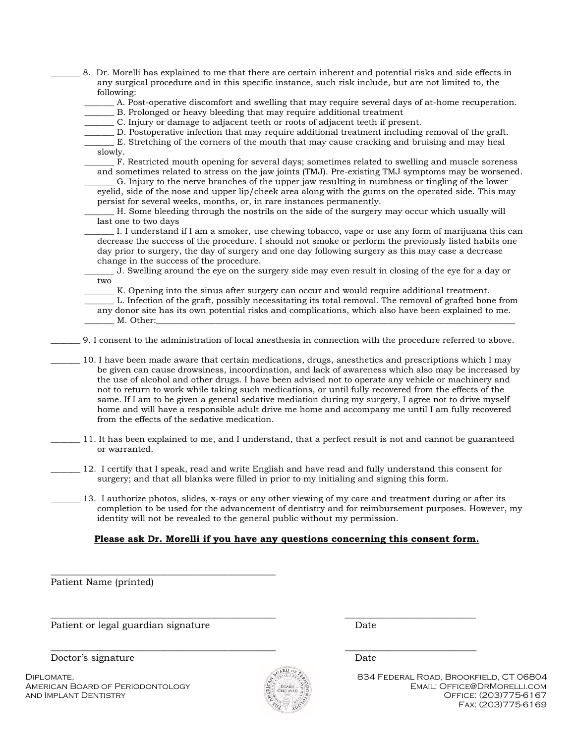_______ 8. Dr. Morelli has explained to me that there are certain inherent and potential risks and side effects in any surgical procedure and in this specific instance, such risk include, but are not limited to, the following:

_______ A. Post-operative discomfort and swelling that may require several days of at-home recuperation.

_______ B. Prolonged or heavy bleeding that may require additional treatment

_______ C. Injury or damage to adjacent teeth or roots of adjacent teeth if present.

_______ D. Postoperative infection that may require additional treatment including removal of the graft.

_______ E. Stretching of the corners of the mouth that may cause cracking and bruising and may heal slowly.

_______ F. Restricted mouth opening for several days; sometimes related to swelling and muscle soreness and sometimes related to stress on the jaw joints (TMJ). Pre-existing TMJ symptoms may be worsened.

_______ G. Injury to the nerve branches of the upper jaw resulting in numbness or tingling of the lower eyelid, side of the nose and upper lip/cheek area along with the gums on the operated side. This may persist for several weeks, months, or, in rare instances permanently.

_______ H. Some bleeding through the nostrils on the side of the surgery may occur which usually will last one to two days

_______ I. I understand if I am a smoker, use chewing tobacco, vape or use any form of marijuana this can decrease the success of the procedure. I should not smoke or perform the previously listed habits one day prior to surgery, the day of surgery and one day following surgery as this may case a decrease change in the success of the procedure.

_______ J. Swelling around the eye on the surgery side may even result in closing of the eye for a day or two

_______ K. Opening into the sinus after surgery can occur and would require additional treatment.

_______ L. Infection of the graft, possibly necessitating its total removal. The removal of grafted bone from any donor site has its own potential risks and complications, which also have been explained to me.

_______ M. Other:_______________________________________________________________________________

_______ 9. I consent to the administration of local anesthesia in connection with the procedure referred to above.

_______ 10. I have been made aware that certain medications, drugs, anesthetics and prescriptions which I may be given can cause drowsiness, incoordination, and lack of awareness which also may be increased by the use of alcohol and other drugs. I have been advised not to operate any vehicle or machinery and not to return to work while taking such medications, or until fully recovered from the effects of the same. If I am to be given a general sedative mediation during my surgery, I agree not to drive myself home and will have a responsible adult drive me home and accompany me until I am fully recovered from the effects of the sedative medication.

_______ 11. It has been explained to me, and I understand, that a perfect result is not and cannot be guaranteed or warranted.

_______ 12. I certify that I speak, read and write English and have read and fully understand this consent for surgery; and that all blanks were filled in prior to my initialing and signing this form.

_______ 13. I authorize photos, slides, x-rays or any other viewing of my care and treatment during or after its completion to be used for the advancement of dentistry and for reimbursement purposes. However, my identity will not be revealed to the general public without my permission.

**Please ask Dr. Morelli if you have any questions concerning this consent form.**

_______________________________________________
Patient Name (printed)

_______________________________________________ _____________________________
Patient or legal guardian signature Date

_______________________________________________ _____________________________
Doctor's signature Date

Diplomate,
American Board of Periodontology
and Implant Dentistry

834 Federal Road, Brookfield, CT 06804
Email: Office@DrMorelli.com
Office: (203)775-6167
Fax: (203)775-6169